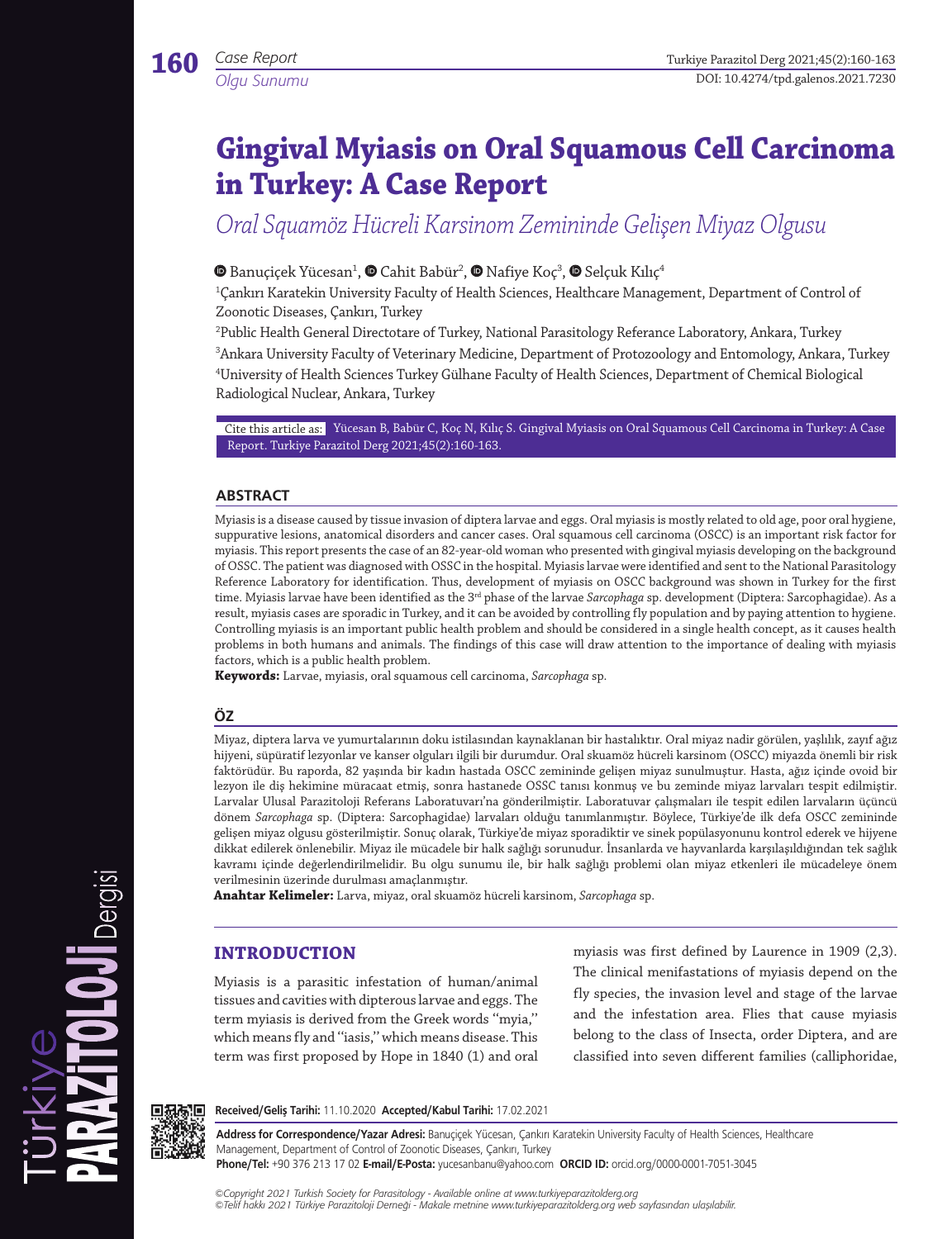Case Report
*Olgu Sunumu*

# Gingival Myiasis on Oral Squamous Cell Carcinoma in Turkey: A Case Report

*Oral Squamöz Hücreli Karsinom Zemininde Gelişen Miyaz Olgusu*

Banuçiçek Yücesan[1], Cahit Babür[2], Nafiye Koç[3], Selçuk Kılıç[4]

[1]Çankırı Karatekin University Faculty of Health Sciences, Healthcare Management, Department of Control of Zoonotic Diseases, Çankırı, Turkey

[2]Public Health General Directotare of Turkey, National Parasitology Referance Laboratory, Ankara, Turkey

[3]Ankara University Faculty of Veterinary Medicine, Department of Protozoology and Entomology, Ankara, Turkey

[4]University of Health Sciences Turkey Gülhane Faculty of Health Sciences, Department of Chemical Biological Radiological Nuclear, Ankara, Turkey

Cite this article as: Yücesan B, Babür C, Koç N, Kılıç S. Gingival Myiasis on Oral Squamous Cell Carcinoma in Turkey: A Case Report. Turkiye Parazitol Derg 2021;45(2):160-163.

## ABSTRACT

Myiasis is a disease caused by tissue invasion of diptera larvae and eggs. Oral myiasis is mostly related to old age, poor oral hygiene, suppurative lesions, anatomical disorders and cancer cases. Oral squamous cell carcinoma (OSCC) is an important risk factor for myiasis. This report presents the case of an 82-year-old woman who presented with gingival myiasis developing on the background of OSSC. The patient was diagnosed with OSSC in the hospital. Myiasis larvae were identified and sent to the National Parasitology Reference Laboratory for identification. Thus, development of myiasis on OSCC background was shown in Turkey for the first time. Myiasis larvae have been identified as the 3rd phase of the larvae *Sarcophaga* sp. development (Diptera: Sarcophagidae). As a result, myiasis cases are sporadic in Turkey, and it can be avoided by controlling fly population and by paying attention to hygiene. Controlling myiasis is an important public health problem and should be considered in a single health concept, as it causes health problems in both humans and animals. The findings of this case will draw attention to the importance of dealing with myiasis factors, which is a public health problem.

**Keywords:** Larvae, myiasis, oral squamous cell carcinoma, *Sarcophaga* sp.

## ÖZ

Miyaz, diptera larva ve yumurtalarının doku istilasından kaynaklanan bir hastalıktır. Oral miyaz nadir görülen, yaşlılık, zayıf ağız hijyeni, süpüratif lezyonlar ve kanser olguları ilgili bir durumdur. Oral skuamöz hücreli karsinom (OSCC) miyazda önemli bir risk faktörüdür. Bu raporda, 82 yaşında bir kadın hastada OSCC zemininde gelişen miyaz sunulmuştur. Hasta, ağız içinde ovoid bir lezyon ile diş hekimine müracaat etmiş, sonra hastanede OSSC tanısı konmuş ve bu zeminde miyaz larvaları tespit edilmiştir. Larvalar Ulusal Parazitoloji Referans Laboratuvarı'na gönderilmiştir. Laboratuvar çalışmaları ile tespit edilen larvaların üçüncü dönem *Sarcophaga* sp. (Diptera: Sarcophagidae) larvaları olduğu tanımlanmıştır. Böylece, Türkiye'de ilk defa OSCC zemininde gelişen miyaz olgusu gösterilmiştir. Sonuç olarak, Türkiye'de miyaz sporadiktir ve sinek popülasyonunu kontrol ederek ve hijyene dikkat edilerek önlenebilir. Miyaz ile mücadele bir halk sağlığı sorunudur. İnsanlarda ve hayvanlarda karşılaşıldığından tek sağlık kavramı içinde değerlendirilmelidir. Bu olgu sunumu ile, bir halk sağlığı problemi olan miyaz etkenleri ile mücadeleye önem verilmesinin üzerinde durulması amaçlanmıştır.

**Anahtar Kelimeler:** Larva, miyaz, oral skuamöz hücreli karsinom, *Sarcophaga* sp.

## INTRODUCTION

Myiasis is a parasitic infestation of human/animal tissues and cavities with dipterous larvae and eggs. The term myiasis is derived from the Greek words "myia," which means fly and "iasis," which means disease. This term was first proposed by Hope in 1840 (1) and oral myiasis was first defined by Laurence in 1909 (2,3). The clinical menifastations of myiasis depend on the fly species, the invasion level and stage of the larvae and the infestation area. Flies that cause myiasis belong to the class of Insecta, order Diptera, and are classified into seven different families (calliphoridae,

**Received/Geliş Tarihi:** 11.10.2020 **Accepted/Kabul Tarihi:** 17.02.2021

**Address for Correspondence/Yazar Adresi:** Banuçiçek Yücesan, Çankırı Karatekin University Faculty of Health Sciences, Healthcare Management, Department of Control of Zoonotic Diseases, Çankırı, Turkey

**Phone/Tel:** +90 376 213 17 02 **E-mail/E-Posta:** yucesanbanu@yahoo.com **ORCID ID:** orcid.org/0000-0001-7051-3045

*©Copyright 2021 Turkish Society for Parasitology - Available online at www.turkiyeparazitolderg.org*
*©Telif hakkı 2021 Türkiye Parazitoloji Derneği - Makale metnine www.turkiyeparazitolderg.org web sayfasından ulaşılabilir.*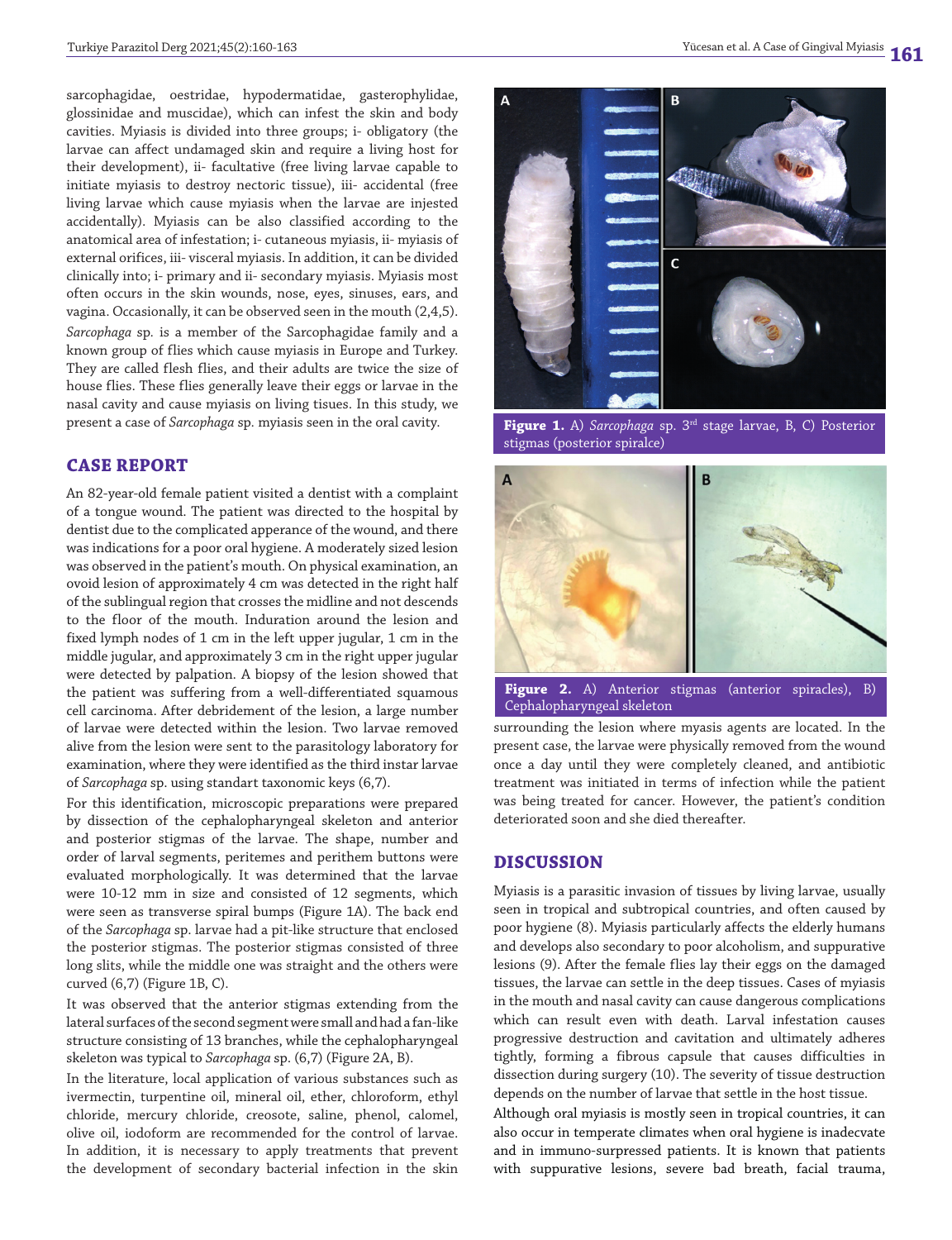sarcophagidae, oestridae, hypodermatidae, gasterophylidae, glossinidae and muscidae), which can infest the skin and body cavities. Myiasis is divided into three groups; i- obligatory (the larvae can affect undamaged skin and require a living host for their development), ii- facultative (free living larvae capable to initiate myiasis to destroy nectoric tissue), iii- accidental (free living larvae which cause myiasis when the larvae are injested accidentally). Myiasis can be also classified according to the anatomical area of infestation; i- cutaneous myiasis, ii- myiasis of external orifices, iii- visceral myiasis. In addition, it can be divided clinically into; i- primary and ii- secondary myiasis. Myiasis most often occurs in the skin wounds, nose, eyes, sinuses, ears, and vagina. Occasionally, it can be observed seen in the mouth (2,4,5). *Sarcophaga* sp. is a member of the Sarcophagidae family and a known group of flies which cause myiasis in Europe and Turkey. They are called flesh flies, and their adults are twice the size of house flies. These flies generally leave their eggs or larvae in the nasal cavity and cause myiasis on living tissues. In this study, we present a case of *Sarcophaga* sp. myiasis seen in the oral cavity.

## CASE REPORT

An 82-year-old female patient visited a dentist with a complaint of a tongue wound. The patient was directed to the hospital by dentist due to the complicated apperance of the wound, and there was indications for a poor oral hygiene. A moderately sized lesion was observed in the patient's mouth. On physical examination, an ovoid lesion of approximately 4 cm was detected in the right half of the sublingual region that crosses the midline and not descends to the floor of the mouth. Induration around the lesion and fixed lymph nodes of 1 cm in the left upper jugular, 1 cm in the middle jugular, and approximately 3 cm in the right upper jugular were detected by palpation. A biopsy of the lesion showed that the patient was suffering from a well-differentiated squamous cell carcinoma. After debridement of the lesion, a large number of larvae were detected within the lesion. Two larvae removed alive from the lesion were sent to the parasitology laboratory for examination, where they were identified as the third instar larvae of *Sarcophaga* sp. using standart taxonomic keys (6,7).

For this identification, microscopic preparations were prepared by dissection of the cephalopharyngeal skeleton and anterior and posterior stigmas of the larvae. The shape, number and order of larval segments, peritemes and perithem buttons were evaluated morphologically. It was determined that the larvae were 10-12 mm in size and consisted of 12 segments, which were seen as transverse spiral bumps (Figure 1A). The back end of the *Sarcophaga* sp. larvae had a pit-like structure that enclosed the posterior stigmas. The posterior stigmas consisted of three long slits, while the middle one was straight and the others were curved (6,7) (Figure 1B, C).

It was observed that the anterior stigmas extending from the lateral surfaces of the second segment were small and had a fan-like structure consisting of 13 branches, while the cephalopharyngeal skeleton was typical to *Sarcophaga* sp. (6,7) (Figure 2A, B).

In the literature, local application of various substances such as ivermectin, turpentine oil, mineral oil, ether, chloroform, ethyl chloride, mercury chloride, creosote, saline, phenol, calomel, olive oil, iodoform are recommended for the control of larvae. In addition, it is necessary to apply treatments that prevent the development of secondary bacterial infection in the skin surrounding the lesion where myasis agents are located. In the present case, the larvae were physically removed from the wound once a day until they were completely cleaned, and antibiotic treatment was initiated in terms of infection while the patient was being treated for cancer. However, the patient's condition deteriorated soon and she died thereafter.

**Figure 1.** A) *Sarcophaga* sp. 3rd stage larvae, B, C) Posterior stigmas (posterior spiralce)

**Figure 2.** A) Anterior stigmas (anterior spiracles), B) Cephalopharyngeal skeleton

## DISCUSSION

Myiasis is a parasitic invasion of tissues by living larvae, usually seen in tropical and subtropical countries, and often caused by poor hygiene (8). Myiasis particularly affects the elderly humans and develops also secondary to poor alcoholism, and suppurative lesions (9). After the female flies lay their eggs on the damaged tissues, the larvae can settle in the deep tissues. Cases of myiasis in the mouth and nasal cavity can cause dangerous complications which can result even with death. Larval infestation causes progressive destruction and cavitation and ultimately adheres tightly, forming a fibrous capsule that causes difficulties in dissection during surgery (10). The severity of tissue destruction depends on the number of larvae that settle in the host tissue.

Although oral myiasis is mostly seen in tropical countries, it can also occur in temperate climates when oral hygiene is inadecvate and in immuno-surpressed patients. It is known that patients with suppurative lesions, severe bad breath, facial trauma,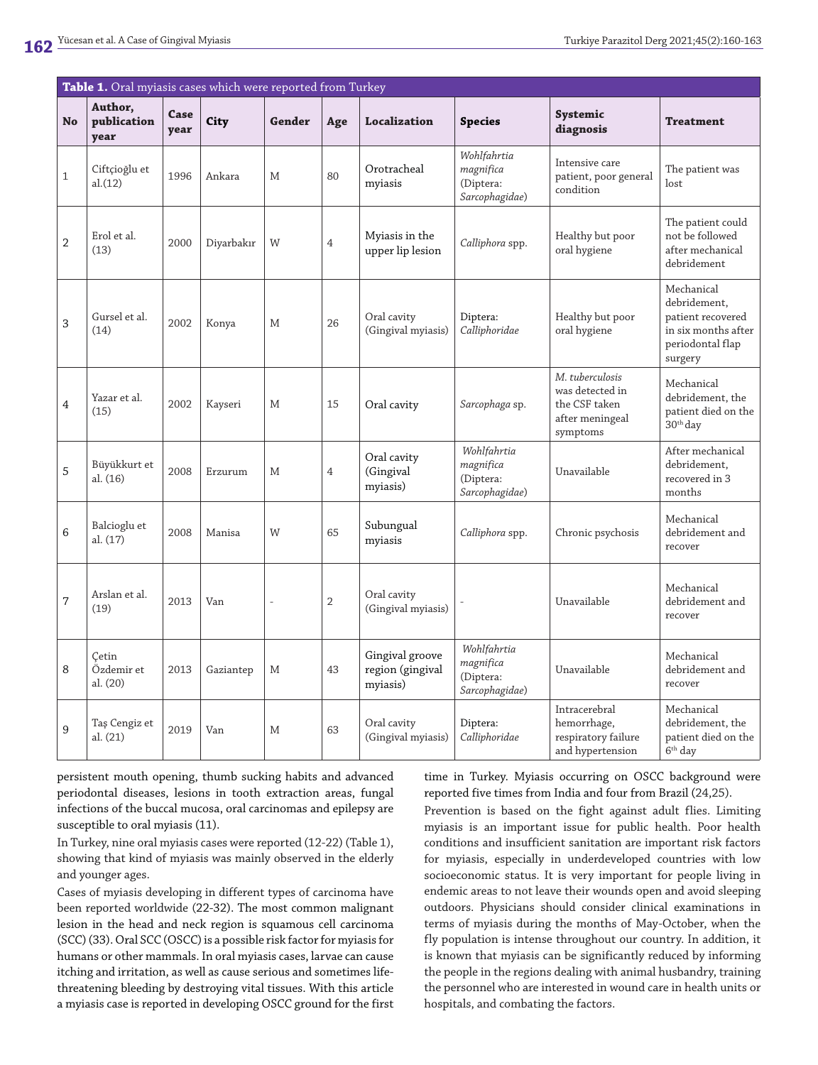**Table 1.** Oral myiasis cases which were reported from Turkey

| No | Author, publication year | Case year | City | Gender | Age | Localization | Species | Systemic diagnosis | Treatment |
|---|---|---|---|---|---|---|---|---|---|
| 1 | Ciftçioğlu et al.(12) | 1996 | Ankara | M | 80 | Orotracheal myiasis | *Wohlfahrtia magnifica* (Diptera: *Sarcophagidae*) | Intensive care patient, poor general condition | The patient was lost |
| 2 | Erol et al. (13) | 2000 | Diyarbakır | W | 4 | Myiasis in the upper lip lesion | *Calliphora* spp. | Healthy but poor oral hygiene | The patient could not be followed after mechanical debridement |
| 3 | Gursel et al. (14) | 2002 | Konya | M | 26 | Oral cavity (Gingival myiasis) | Diptera: *Calliphoridae* | Healthy but poor oral hygiene | Mechanical debridement, patient recovered in six months after periodontal flap surgery |
| 4 | Yazar et al. (15) | 2002 | Kayseri | M | 15 | Oral cavity | *Sarcophaga* sp. | *M. tuberculosis* was detected in the CSF taken after meningeal symptoms | Mechanical debridement, the patient died on the 30th day |
| 5 | Büyükkurt et al. (16) | 2008 | Erzurum | M | 4 | Oral cavity (Gingival myiasis) | *Wohlfahrtia magnifica* (Diptera: *Sarcophagidae*) | Unavailable | After mechanical debridement, recovered in 3 months |
| 6 | Balcioglu et al. (17) | 2008 | Manisa | W | 65 | Subungual myiasis | *Calliphora* spp. | Chronic psychosis | Mechanical debridement and recover |
| 7 | Arslan et al. (19) | 2013 | Van | - | 2 | Oral cavity (Gingival myiasis) | - | Unavailable | Mechanical debridement and recover |
| 8 | Çetin Özdemir et al. (20) | 2013 | Gaziantep | M | 43 | Gingival groove region (gingival myiasis) | *Wohlfahrtia magnifica* (Diptera: *Sarcophagidae*) | Unavailable | Mechanical debridement and recover |
| 9 | Taş Cengiz et al. (21) | 2019 | Van | M | 63 | Oral cavity (Gingival myiasis) | Diptera: *Calliphoridae* | Intracerebral hemorrhage, respiratory failure and hypertension | Mechanical debridement, the patient died on the 6th day |

persistent mouth opening, thumb sucking habits and advanced periodontal diseases, lesions in tooth extraction areas, fungal infections of the buccal mucosa, oral carcinomas and epilepsy are susceptible to oral myiasis (11).

In Turkey, nine oral myiasis cases were reported (12-22) (Table 1), showing that kind of myiasis was mainly observed in the elderly and younger ages.

Cases of myiasis developing in different types of carcinoma have been reported worldwide (22-32). The most common malignant lesion in the head and neck region is squamous cell carcinoma (SCC) (33). Oral SCC (OSCC) is a possible risk factor for myiasis for humans or other mammals. In oral myiasis cases, larvae can cause itching and irritation, as well as cause serious and sometimes life-threatening bleeding by destroying vital tissues. With this article a myiasis case is reported in developing OSCC ground for the first time in Turkey. Myiasis occurring on OSCC background were reported five times from India and four from Brazil (24,25).

Prevention is based on the fight against adult flies. Limiting myiasis is an important issue for public health. Poor health conditions and insufficient sanitation are important risk factors for myiasis, especially in underdeveloped countries with low socioeconomic status. It is very important for people living in endemic areas to not leave their wounds open and avoid sleeping outdoors. Physicians should consider clinical examinations in terms of myiasis during the months of May-October, when the fly population is intense throughout our country. In addition, it is known that myiasis can be significantly reduced by informing the people in the regions dealing with animal husbandry, training the personnel who are interested in wound care in health units or hospitals, and combating the factors.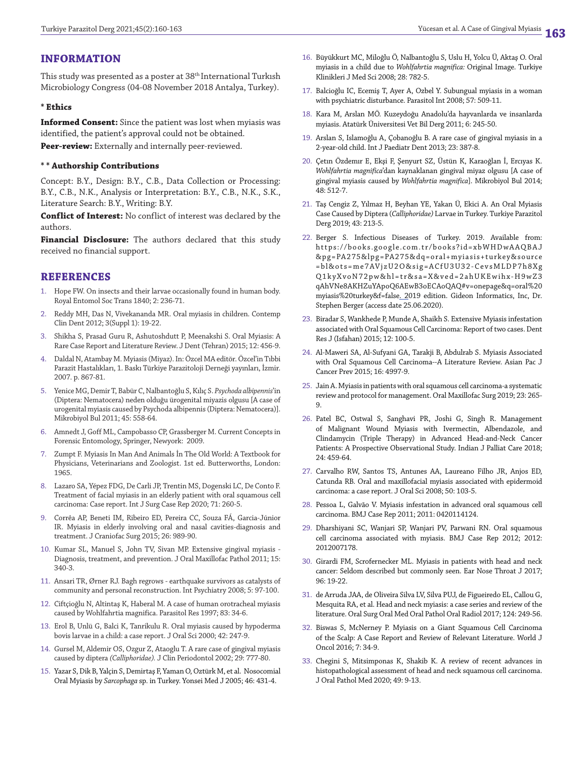## INFORMATION

This study was presented as a poster at 38th International Turkısh Microbiology Congress (04-08 November 2018 Antalya, Turkey).

**\* Ethics**

**Informed Consent:** Since the patient was lost when myiasis was identified, the patient's approval could not be obtained.

**Peer-review:** Externally and internally peer-reviewed.

**\* \* Authorship Contributions**

Concept: B.Y., Design: B.Y., C.B., Data Collection or Processing: B.Y., C.B., N.K., Analysis or Interpretation: B.Y., C.B., N.K., S.K., Literature Search: B.Y., Writing: B.Y.

**Conflict of Interest:** No conflict of interest was declared by the authors.

**Financial Disclosure:** The authors declared that this study received no financial support.

## REFERENCES

1. Hope FW. On insects and their larvae occasionally found in human body. Royal Entomol Soc Trans 1840; 2: 236-71.
2. Reddy MH, Das N, Vivekananda MR. Oral myiasis in children. Contemp Clin Dent 2012; 3(Suppl 1): 19-22.
3. Shikha S, Prasad Guru R, Ashutoshdutt P, Meenakshi S. Oral Myiasis: A Rare Case Report and Literature Review. J Dent (Tehran) 2015; 12: 456-9.
4. Daldal N, Atambay M. Myiasis (Miyaz). In: Özcel MA editör. Özcel'in Tıbbi Parazit Hastalıkları, 1. Baskı Türkiye Parazitoloji Derneği yayınları, İzmir. 2007. p. 867-81.
5. Yenice MG, Demir T, Babür C, Nalbantoğlu S, Kılıç S. *Psychoda albipennis*'in (Diptera: Nematocera) neden olduğu ürogenital miyazis olgusu [A case of urogenital myiasis caused by Psychoda albipennis (Diptera: Nematocera)]. Mikrobiyol Bul 2011; 45: 558-64.
6. Amnedt J, Goff ML, Campobasso CP, Grassberger M. Current Concepts in Forensic Entomology, Springer, Newyork: 2009.
7. Zumpt F. Myiasis In Man And Animals İn The Old World: A Textbook for Physicians, Veterinarians and Zoologist. 1st ed. Butterworths, London: 1965.
8. Lazaro SA, Yépez FDG, De Carli JP, Trentin MS, Dogenski LC, De Conto F. Treatment of facial myiasis in an elderly patient with oral squamous cell carcinoma: Case report. Int J Surg Case Rep 2020; 71: 260-5.
9. Corrêa AP, Beneti IM, Ribeiro ED, Pereira CC, Souza FÁ, Garcia-Júnior IR. Myiasis in elderly involving oral and nasal cavities-diagnosis and treatment. J Craniofac Surg 2015; 26: 989-90.
10. Kumar SL, Manuel S, John TV, Sivan MP. Extensive gingival myiasis - Diagnosis, treatment, and prevention. J Oral Maxillofac Pathol 2011; 15: 340-3.
11. Ansari TR, Ørner RJ. Bagh regrows - earthquake survivors as catalysts of community and personal reconstruction. Int Psychiatry 2008; 5: 97-100.
12. Ciftçioğlu N, Altintaş K, Haberal M. A case of human orotracheal myiasis caused by Wohlfahrtia magnifica. Parasitol Res 1997; 83: 34-6.
13. Erol B, Unlü G, Balci K, Tanrikulu R. Oral myiasis caused by hypoderma bovis larvae in a child: a case report. J Oral Sci 2000; 42: 247-9.
14. Gursel M, Aldemir OS, Ozgur Z, Ataoglu T. A rare case of gingival myiasis caused by diptera *(Calliphoridae)*. J Clin Periodontol 2002; 29: 777-80.
15. Yazar S, Dik B, Yalçin S, Demirtaş F, Yaman O, Oztürk M, et al. Nosocomial Oral Myiasis by *Sarcophaga* sp. in Turkey. Yonsei Med J 2005; 46: 431-4.
16. Büyükkurt MC, Miloğlu Ö, Nalbantoğlu S, Uslu H, Yolcu Ü, Aktaş O. Oral myiasis in a child due to *Wohlfahrtia magnifica:* Original Image. Turkiye Klinikleri J Med Sci 2008; 28: 782-5.
17. Balcioğlu IC, Ecemiş T, Ayer A, Ozbel Y. Subungual myiasis in a woman with psychiatric disturbance. Parasitol Int 2008; 57: 509-11.
18. Kara M, Arslan MÖ. Kuzeydoğu Anadolu'da hayvanlarda ve insanlarda myiasis. Atatürk Üniversitesi Vet Bil Derg 2011; 6: 245-50.
19. Arslan S, Islamoğlu A, Çobanoğlu B. A rare case of gingival myiasis in a 2-year-old child. Int J Paediatr Dent 2013; 23: 387-8.
20. Çetın Özdemır E, Ekşi F, Şenyurt SZ, Üstün K, Karaoğlan İ, Ercıyas K. *Wohlfahrtia magnifica*'dan kaynaklanan gingival miyaz olgusu [A case of gingival myiasis caused by *Wohlfahrtia magnifica*]. Mikrobiyol Bul 2014; 48: 512-7.
21. Taş Cengiz Z, Yılmaz H, Beyhan YE, Yakan Ü, Ekici A. An Oral Myiasis Case Caused by Diptera *(Calliphoridae)* Larvae in Turkey. Turkiye Parazitol Derg 2019; 43: 213-5.
22. Berger S. Infectious Diseases of Turkey. 2019. Available from: https://books.google.com.tr/books?id=xbWHDwAAQBAJ&pg=PA275&lpg=PA275&dq=oral+myiasis+turkey&source=bl&ots=me7AVjzU2O&sig=ACfU3U32-CevsMLDP7h8XgQ1kyXvoN72pw&hl=tr&sa=X&ved=2ahUKEwihx-H9wZ3qAhVNe8AKHZuYApoQ6AEwB3oECAoQAQ#v=onepage&q=oral%20myiasis%20turkey&f=false. 2019 edition. Gideon Informatics, Inc, Dr. Stephen Berger (access date 25.06.2020).
23. Biradar S, Wankhede P, Munde A, Shaikh S. Extensive Myiasis infestation associated with Oral Squamous Cell Carcinoma: Report of two cases. Dent Res J (Isfahan) 2015; 12: 100-5.
24. Al-Maweri SA, Al-Sufyani GA, Tarakji B, Abdulrab S. Myiasis Associated with Oral Squamous Cell Carcinoma--A Literature Review. Asian Pac J Cancer Prev 2015; 16: 4997-9.
25. Jain A. Myiasis in patients with oral squamous cell carcinoma-a systematic review and protocol for management. Oral Maxillofac Surg 2019; 23: 265-9.
26. Patel BC, Ostwal S, Sanghavi PR, Joshi G, Singh R. Management of Malignant Wound Myiasis with Ivermectin, Albendazole, and Clindamycin (Triple Therapy) in Advanced Head-and-Neck Cancer Patients: A Prospective Observational Study. Indian J Palliat Care 2018; 24: 459-64.
27. Carvalho RW, Santos TS, Antunes AA, Laureano Filho JR, Anjos ED, Catunda RB. Oral and maxillofacial myiasis associated with epidermoid carcinoma: a case report. J Oral Sci 2008; 50: 103-5.
28. Pessoa L, Galvão V. Myiasis infestation in advanced oral squamous cell carcinoma. BMJ Case Rep 2011; 2011: 0420114124.
29. Dharshiyani SC, Wanjari SP, Wanjari PV, Parwani RN. Oral squamous cell carcinoma associated with myiasis. BMJ Case Rep 2012; 2012: 2012007178.
30. Girardi FM, Scrofernecker ML. Myiasis in patients with head and neck cancer: Seldom described but commonly seen. Ear Nose Throat J 2017; 96: 19-22.
31. de Arruda JAA, de Oliveira Silva LV, Silva PUJ, de Figueiredo EL, Callou G, Mesquita RA, et al. Head and neck myiasis: a case series and review of the literature. Oral Surg Oral Med Oral Pathol Oral Radiol 2017; 124: 249-56.
32. Biswas S, McNerney P. Myiasis on a Giant Squamous Cell Carcinoma of the Scalp: A Case Report and Review of Relevant Literature. World J Oncol 2016; 7: 34-9.
33. Chegini S, Mitsimponas K, Shakib K. A review of recent advances in histopathological assessment of head and neck squamous cell carcinoma. J Oral Pathol Med 2020; 49: 9-13.